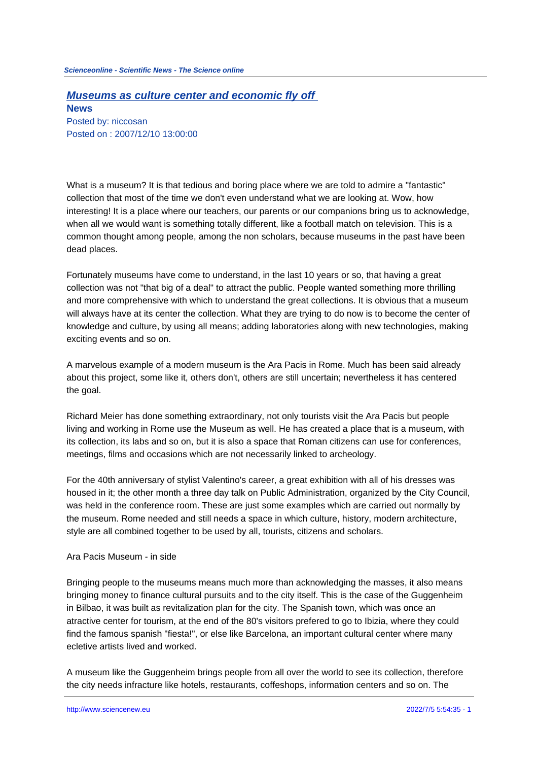# Museums as culture center and economic fly off

**News**

Posted by: niccosan

Posted on : 2007/12/10 13:00:00

What is a museum? It is that tedious and boring place where we are told to admire a "fantastic" collection that most of the time we don't even understand what we are looking at. Wow, how interesting! It is a place where our teachers, our parents or our companions bring us to acknowledge, when all we would want is something totally different, like a football match on television. This is a common thought among people, among the non scholars, because museums in the past have been dead places.

Fortunately museums have come to understand, in the last 10 years or so, that having a great collection was not "that big of a deal" to attract the public. People wanted something more thrilling and more comprehensive with which to understand the great collections. It is obvious that a museum will always have at its center the collection. What they are trying to do now is to become the center of knowledge and culture, by using all means; adding laboratories along with new technologies, making exciting events and so on.

A marvelous example of a modern museum is the Ara Pacis in Rome. Much has been said already about this project, some like it, others don't, others are still uncertain; nevertheless it has centered the goal.

Richard Meier has done something extraordinary, not only tourists visit the Ara Pacis but people living and working in Rome use the Museum as well. He has created a place that is a museum, with its collection, its labs and so on, but it is also a space that Roman citizens can use for conferences, meetings, films and occasions which are not necessarily linked to archeology.

For the 40th anniversary of stylist Valentino's career, a great exhibition with all of his dresses was housed in it; the other month a three day talk on Public Administration, organized by the City Council, was held in the conference room. These are just some examples which are carried out normally by the museum. Rome needed and still needs a space in which culture, history, modern architecture, style are all combined together to be used by all, tourists, citizens and scholars.

Ara Pacis Museum - in side

Bringing people to the museums means much more than acknowledging the masses, it also means bringing money to finance cultural pursuits and to the city itself. This is the case of the Guggenheim in Bilbao, it was built as revitalization plan for the city. The Spanish town, which was once an atractive center for tourism, at the end of the 80's visitors prefered to go to Ibizia, where they could find the famous spanish "fiesta!", or else like Barcelona, an important cultural center where many ecletive artists lived and worked.

A museum like the Guggenheim brings people from all over the world to see its collection, therefore the city needs infracture like hotels, restaurants, coffeshops, information centers and so on. The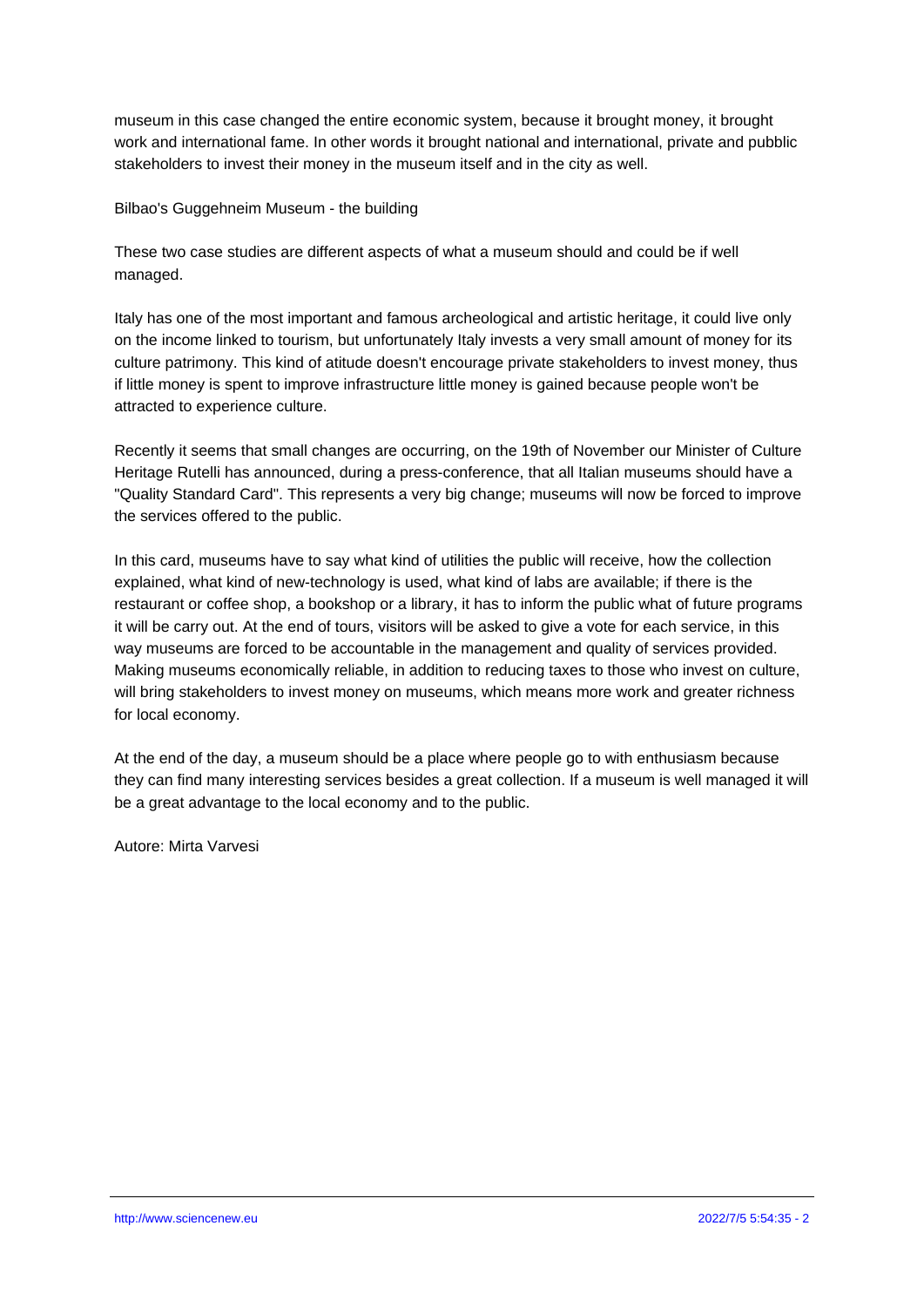museum in this case changed the entire economic system, because it brought money, it brought work and international fame. In other words it brought national and international, private and pubblic stakeholders to invest their money in the museum itself and in the city as well.

Bilbao's Guggehneim Museum - the building

These two case studies are different aspects of what a museum should and could be if well managed.

Italy has one of the most important and famous archeological and artistic heritage, it could live only on the income linked to tourism, but unfortunately Italy invests a very small amount of money for its culture patrimony. This kind of atitude doesn't encourage private stakeholders to invest money, thus if little money is spent to improve infrastructure little money is gained because people won't be attracted to experience culture.

Recently it seems that small changes are occurring, on the 19th of November our Minister of Culture Heritage Rutelli has announced, during a press-conference, that all Italian museums should have a "Quality Standard Card". This represents a very big change; museums will now be forced to improve the services offered to the public.

In this card, museums have to say what kind of utilities the public will receive, how the collection explained, what kind of new-technology is used, what kind of labs are available; if there is the restaurant or coffee shop, a bookshop or a library, it has to inform the public what of future programs it will be carry out. At the end of tours, visitors will be asked to give a vote for each service, in this way museums are forced to be accountable in the management and quality of services provided. Making museums economically reliable, in addition to reducing taxes to those who invest on culture, will bring stakeholders to invest money on museums, which means more work and greater richness for local economy.

At the end of the day, a museum should be a place where people go to with enthusiasm because they can find many interesting services besides a great collection. If a museum is well managed it will be a great advantage to the local economy and to the public.

Autore: Mirta Varvesi